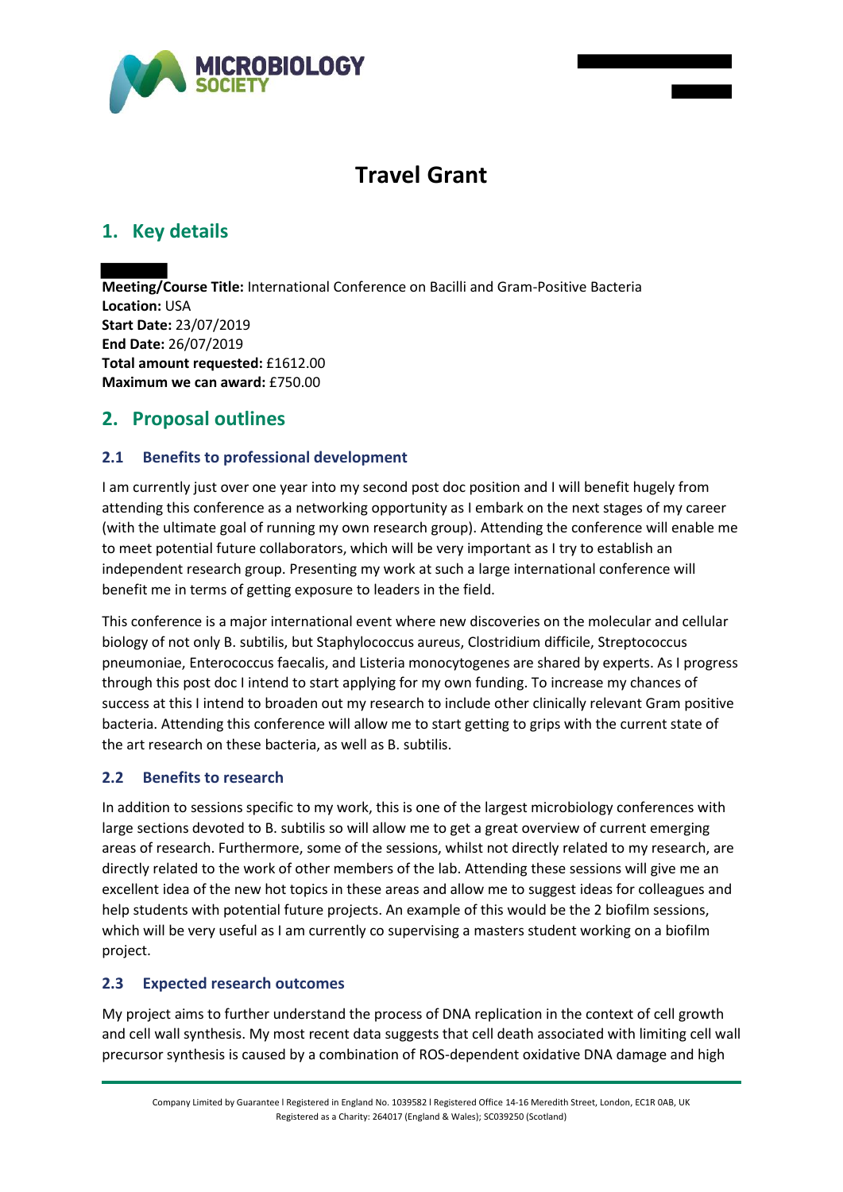# Travel Grant

## 1. Key details

**Meeting/Course Title:** International Conference on Bacilli and Gram-Positive Bacteria
**Location:** USA
**Start Date:** 23/07/2019
**End Date:** 26/07/2019
**Total amount requested:** £1612.00
**Maximum we can award:** £750.00

## 2. Proposal outlines

### 2.1 Benefits to professional development

I am currently just over one year into my second post doc position and I will benefit hugely from attending this conference as a networking opportunity as I embark on the next stages of my career (with the ultimate goal of running my own research group). Attending the conference will enable me to meet potential future collaborators, which will be very important as I try to establish an independent research group. Presenting my work at such a large international conference will benefit me in terms of getting exposure to leaders in the field.

This conference is a major international event where new discoveries on the molecular and cellular biology of not only B. subtilis, but Staphylococcus aureus, Clostridium difficile, Streptococcus pneumoniae, Enterococcus faecalis, and Listeria monocytogenes are shared by experts. As I progress through this post doc I intend to start applying for my own funding. To increase my chances of success at this I intend to broaden out my research to include other clinically relevant Gram positive bacteria. Attending this conference will allow me to start getting to grips with the current state of the art research on these bacteria, as well as B. subtilis.

### 2.2 Benefits to research

In addition to sessions specific to my work, this is one of the largest microbiology conferences with large sections devoted to B. subtilis so will allow me to get a great overview of current emerging areas of research. Furthermore, some of the sessions, whilst not directly related to my research, are directly related to the work of other members of the lab. Attending these sessions will give me an excellent idea of the new hot topics in these areas and allow me to suggest ideas for colleagues and help students with potential future projects. An example of this would be the 2 biofilm sessions, which will be very useful as I am currently co supervising a masters student working on a biofilm project.

### 2.3 Expected research outcomes

My project aims to further understand the process of DNA replication in the context of cell growth and cell wall synthesis. My most recent data suggests that cell death associated with limiting cell wall precursor synthesis is caused by a combination of ROS-dependent oxidative DNA damage and high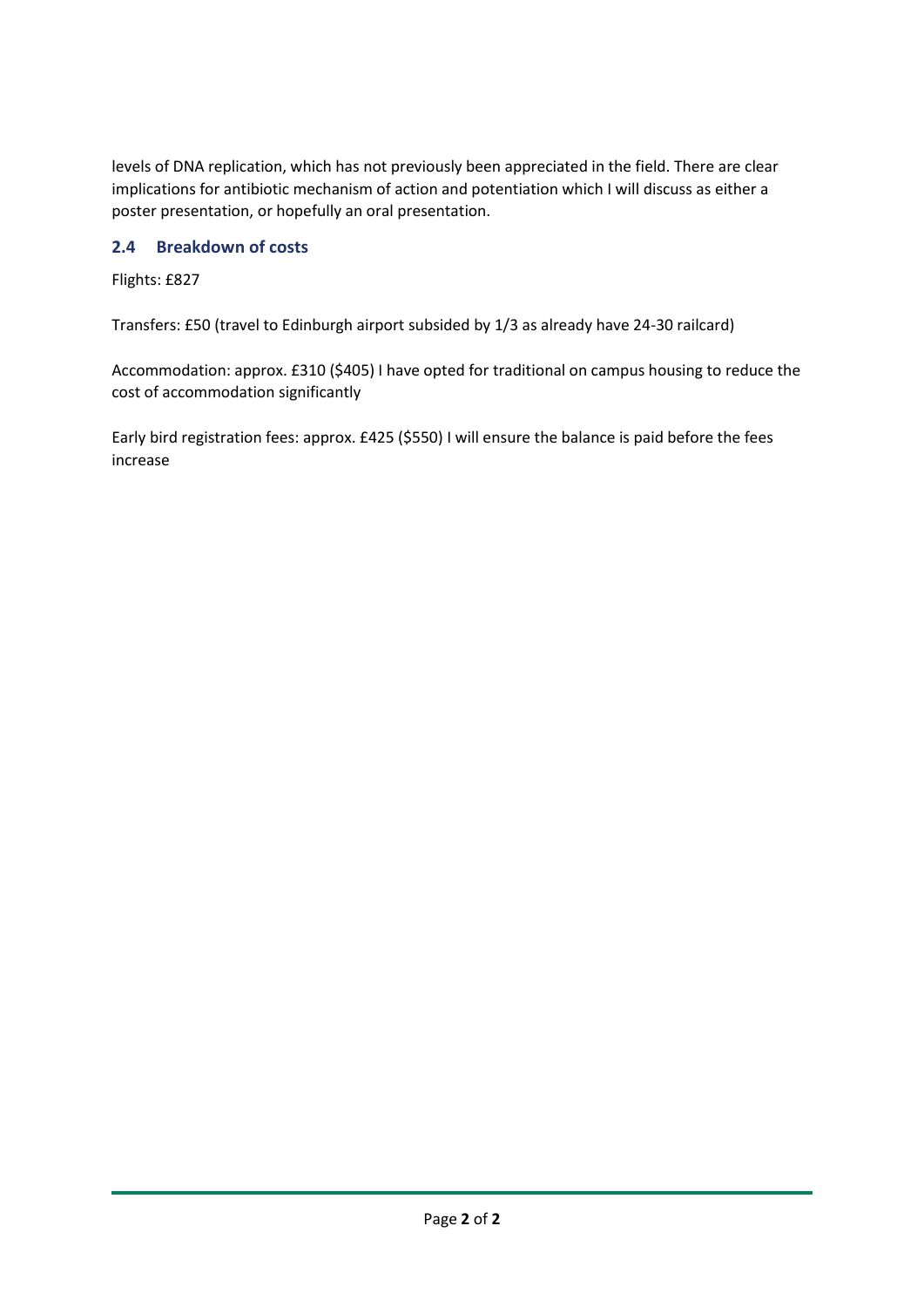levels of DNA replication, which has not previously been appreciated in the field. There are clear implications for antibiotic mechanism of action and potentiation which I will discuss as either a poster presentation, or hopefully an oral presentation.

### 2.4 Breakdown of costs

Flights: £827

Transfers: £50 (travel to Edinburgh airport subsided by 1/3 as already have 24-30 railcard)

Accommodation: approx. £310 ($405) I have opted for traditional on campus housing to reduce the cost of accommodation significantly

Early bird registration fees: approx. £425 ($550) I will ensure the balance is paid before the fees increase